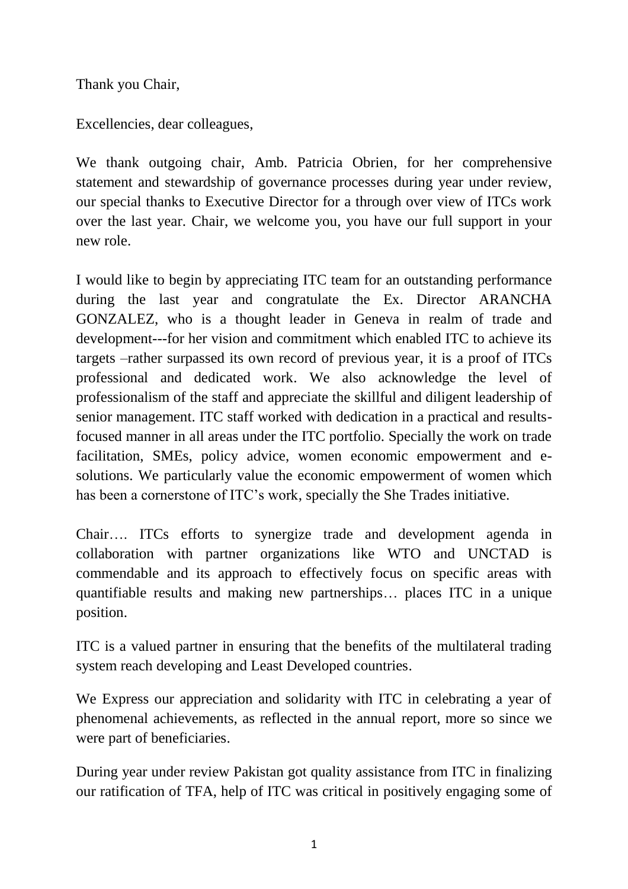Thank you Chair,

Excellencies, dear colleagues,

We thank outgoing chair, Amb. Patricia Obrien, for her comprehensive statement and stewardship of governance processes during year under review, our special thanks to Executive Director for a through over view of ITCs work over the last year. Chair, we welcome you, you have our full support in your new role.

I would like to begin by appreciating ITC team for an outstanding performance during the last year and congratulate the Ex. Director ARANCHA GONZALEZ, who is a thought leader in Geneva in realm of trade and development---for her vision and commitment which enabled ITC to achieve its targets –rather surpassed its own record of previous year, it is a proof of ITCs professional and dedicated work. We also acknowledge the level of professionalism of the staff and appreciate the skillful and diligent leadership of senior management. ITC staff worked with dedication in a practical and results-focused manner in all areas under the ITC portfolio. Specially the work on trade facilitation, SMEs, policy advice, women economic empowerment and e-solutions. We particularly value the economic empowerment of women which has been a cornerstone of ITC's work, specially the She Trades initiative.

Chair…. ITCs efforts to synergize trade and development agenda in collaboration with partner organizations like WTO and UNCTAD is commendable and its approach to effectively focus on specific areas with quantifiable results and making new partnerships… places ITC in a unique position.

ITC is a valued partner in ensuring that the benefits of the multilateral trading system reach developing and Least Developed countries.

We Express our appreciation and solidarity with ITC in celebrating a year of phenomenal achievements, as reflected in the annual report, more so since we were part of beneficiaries.

During year under review Pakistan got quality assistance from ITC in finalizing our ratification of TFA, help of ITC was critical in positively engaging some of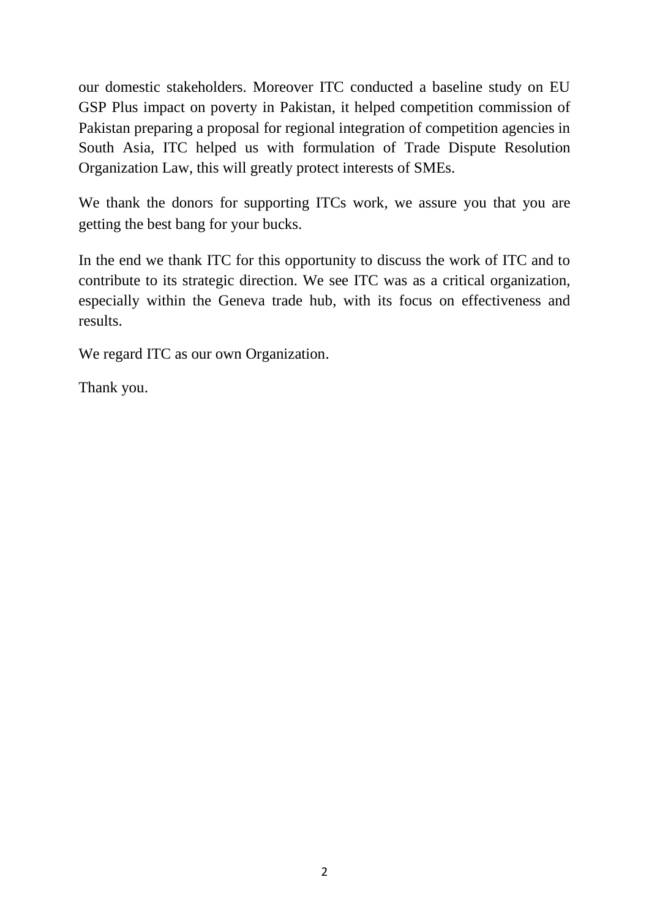our domestic stakeholders. Moreover ITC conducted a baseline study on EU GSP Plus impact on poverty in Pakistan, it helped competition commission of Pakistan preparing a proposal for regional integration of competition agencies in South Asia, ITC helped us with formulation of Trade Dispute Resolution Organization Law, this will greatly protect interests of SMEs.

We thank the donors for supporting ITCs work, we assure you that you are getting the best bang for your bucks.

In the end we thank ITC for this opportunity to discuss the work of ITC and to contribute to its strategic direction. We see ITC was as a critical organization, especially within the Geneva trade hub, with its focus on effectiveness and results.

We regard ITC as our own Organization.

Thank you.